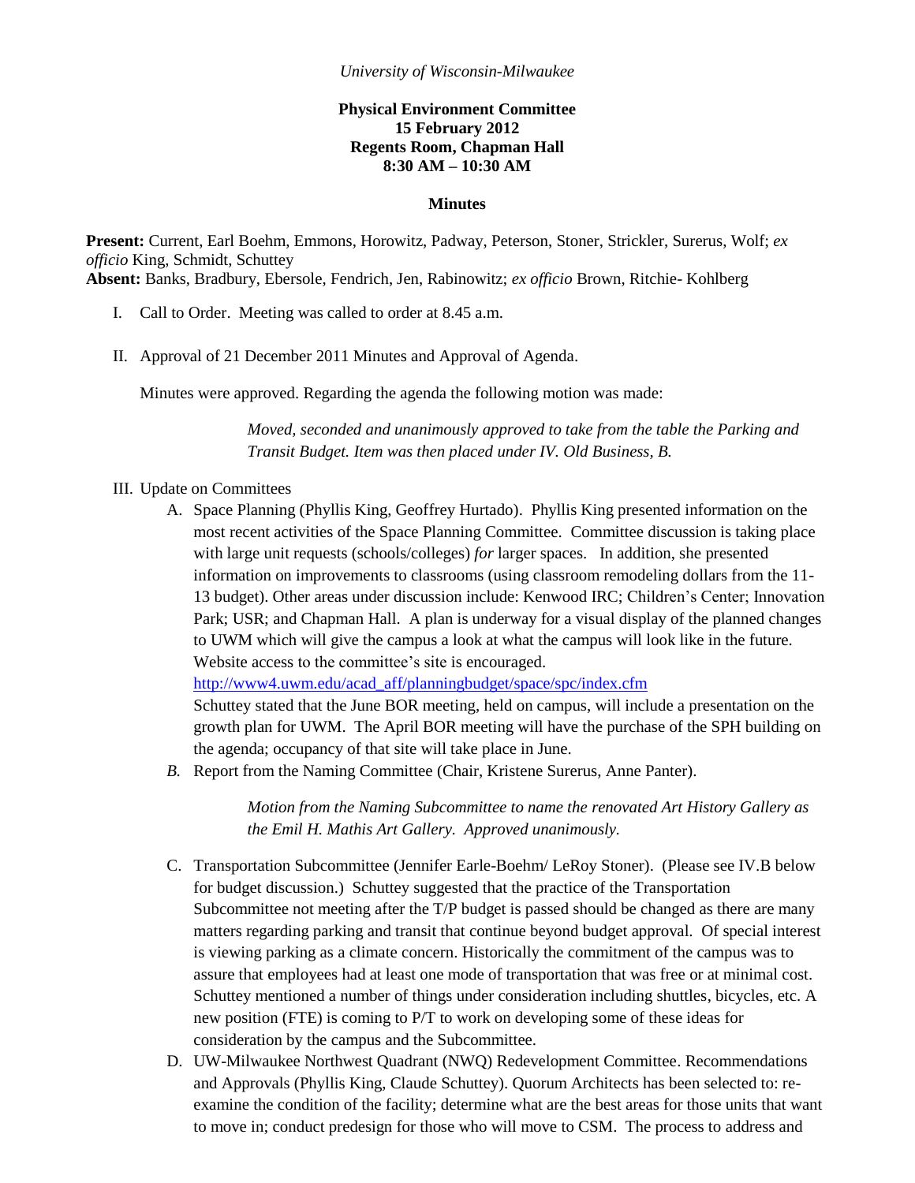*University of Wisconsin-Milwaukee*

**Physical Environment Committee**
**15 February 2012**
**Regents Room, Chapman Hall**
**8:30 AM – 10:30 AM**

**Minutes**

**Present:** Current, Earl Boehm, Emmons, Horowitz, Padway, Peterson, Stoner, Strickler, Surerus, Wolf; *ex officio* King, Schmidt, Schuttey
**Absent:** Banks, Bradbury, Ebersole, Fendrich, Jen, Rabinowitz; *ex officio* Brown, Ritchie- Kohlberg

I. Call to Order. Meeting was called to order at 8.45 a.m.

II. Approval of 21 December 2011 Minutes and Approval of Agenda.

Minutes were approved. Regarding the agenda the following motion was made:

> *Moved, seconded and unanimously approved to take from the table the Parking and Transit Budget. Item was then placed under IV. Old Business, B.*

III. Update on Committees

A. Space Planning (Phyllis King, Geoffrey Hurtado). Phyllis King presented information on the most recent activities of the Space Planning Committee. Committee discussion is taking place with large unit requests (schools/colleges) *for* larger spaces. In addition, she presented information on improvements to classrooms (using classroom remodeling dollars from the 11-13 budget). Other areas under discussion include: Kenwood IRC; Children's Center; Innovation Park; USR; and Chapman Hall. A plan is underway for a visual display of the planned changes to UWM which will give the campus a look at what the campus will look like in the future. Website access to the committee's site is encouraged.
[http://www4.uwm.edu/acad_aff/planningbudget/space/spc/index.cfm](http://www4.uwm.edu/acad_aff/planningbudget/space/spc/index.cfm)
Schuttey stated that the June BOR meeting, held on campus, will include a presentation on the growth plan for UWM. The April BOR meeting will have the purchase of the SPH building on the agenda; occupancy of that site will take place in June.

*B.* Report from the Naming Committee (Chair, Kristene Surerus, Anne Panter).

> *Motion from the Naming Subcommittee to name the renovated Art History Gallery as the Emil H. Mathis Art Gallery. Approved unanimously.*

C. Transportation Subcommittee (Jennifer Earle-Boehm/ LeRoy Stoner). (Please see IV.B below for budget discussion.) Schuttey suggested that the practice of the Transportation Subcommittee not meeting after the T/P budget is passed should be changed as there are many matters regarding parking and transit that continue beyond budget approval. Of special interest is viewing parking as a climate concern. Historically the commitment of the campus was to assure that employees had at least one mode of transportation that was free or at minimal cost. Schuttey mentioned a number of things under consideration including shuttles, bicycles, etc. A new position (FTE) is coming to P/T to work on developing some of these ideas for consideration by the campus and the Subcommittee.

D. UW-Milwaukee Northwest Quadrant (NWQ) Redevelopment Committee. Recommendations and Approvals (Phyllis King, Claude Schuttey). Quorum Architects has been selected to: re-examine the condition of the facility; determine what are the best areas for those units that want to move in; conduct predesign for those who will move to CSM. The process to address and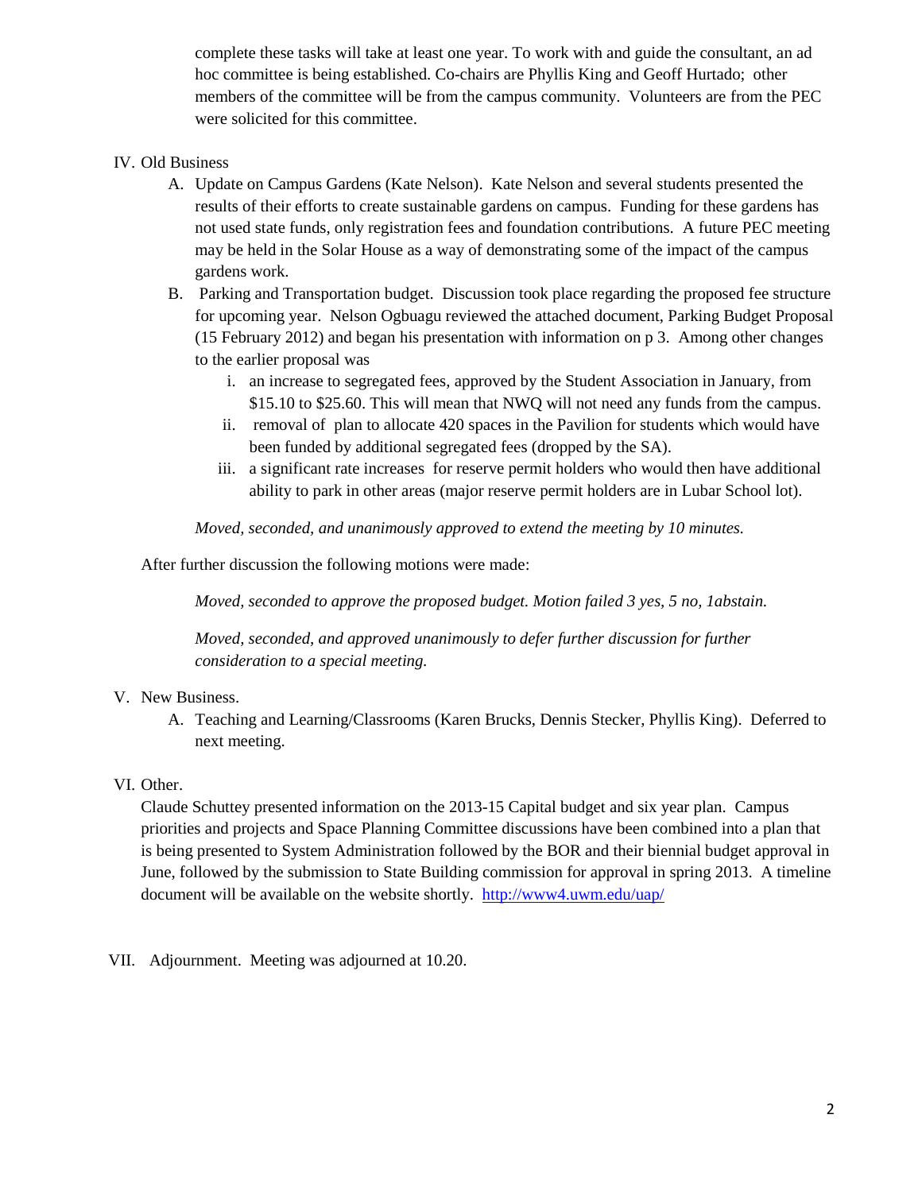complete these tasks will take at least one year. To work with and guide the consultant, an ad hoc committee is being established. Co-chairs are Phyllis King and Geoff Hurtado; other members of the committee will be from the campus community. Volunteers are from the PEC were solicited for this committee.

IV. Old Business

A. Update on Campus Gardens (Kate Nelson). Kate Nelson and several students presented the results of their efforts to create sustainable gardens on campus. Funding for these gardens has not used state funds, only registration fees and foundation contributions. A future PEC meeting may be held in the Solar House as a way of demonstrating some of the impact of the campus gardens work.

B. Parking and Transportation budget. Discussion took place regarding the proposed fee structure for upcoming year. Nelson Ogbuagu reviewed the attached document, Parking Budget Proposal (15 February 2012) and began his presentation with information on p 3. Among other changes to the earlier proposal was

i. an increase to segregated fees, approved by the Student Association in January, from $15.10 to $25.60. This will mean that NWQ will not need any funds from the campus.

ii. removal of plan to allocate 420 spaces in the Pavilion for students which would have been funded by additional segregated fees (dropped by the SA).

iii. a significant rate increases for reserve permit holders who would then have additional ability to park in other areas (major reserve permit holders are in Lubar School lot).

*Moved, seconded, and unanimously approved to extend the meeting by 10 minutes.*

After further discussion the following motions were made:

*Moved, seconded to approve the proposed budget. Motion failed 3 yes, 5 no, 1abstain.*

*Moved, seconded, and approved unanimously to defer further discussion for further consideration to a special meeting.*

V. New Business.

A. Teaching and Learning/Classrooms (Karen Brucks, Dennis Stecker, Phyllis King). Deferred to next meeting.

VI. Other.

Claude Schuttey presented information on the 2013-15 Capital budget and six year plan. Campus priorities and projects and Space Planning Committee discussions have been combined into a plan that is being presented to System Administration followed by the BOR and their biennial budget approval in June, followed by the submission to State Building commission for approval in spring 2013. A timeline document will be available on the website shortly. http://www4.uwm.edu/uap/

VII. Adjournment. Meeting was adjourned at 10.20.